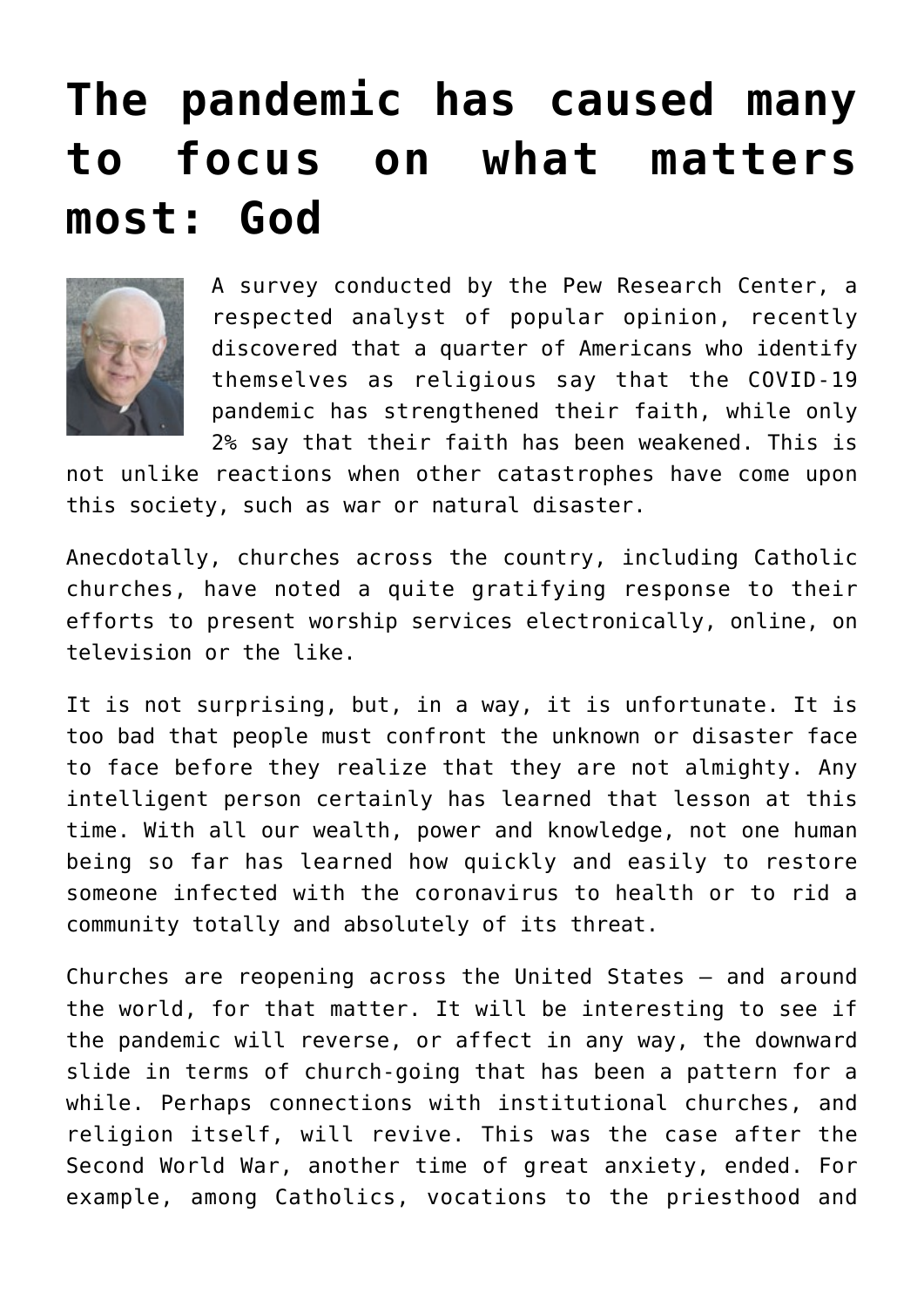# The pandemic has caused many to focus on what matters most: God

A survey conducted by the Pew Research Center, a respected analyst of popular opinion, recently discovered that a quarter of Americans who identify themselves as religious say that the COVID-19 pandemic has strengthened their faith, while only 2% say that their faith has been weakened. This is not unlike reactions when other catastrophes have come upon this society, such as war or natural disaster.

Anecdotally, churches across the country, including Catholic churches, have noted a quite gratifying response to their efforts to present worship services electronically, online, on television or the like.

It is not surprising, but, in a way, it is unfortunate. It is too bad that people must confront the unknown or disaster face to face before they realize that they are not almighty. Any intelligent person certainly has learned that lesson at this time. With all our wealth, power and knowledge, not one human being so far has learned how quickly and easily to restore someone infected with the coronavirus to health or to rid a community totally and absolutely of its threat.

Churches are reopening across the United States — and around the world, for that matter. It will be interesting to see if the pandemic will reverse, or affect in any way, the downward slide in terms of church-going that has been a pattern for a while. Perhaps connections with institutional churches, and religion itself, will revive. This was the case after the Second World War, another time of great anxiety, ended. For example, among Catholics, vocations to the priesthood and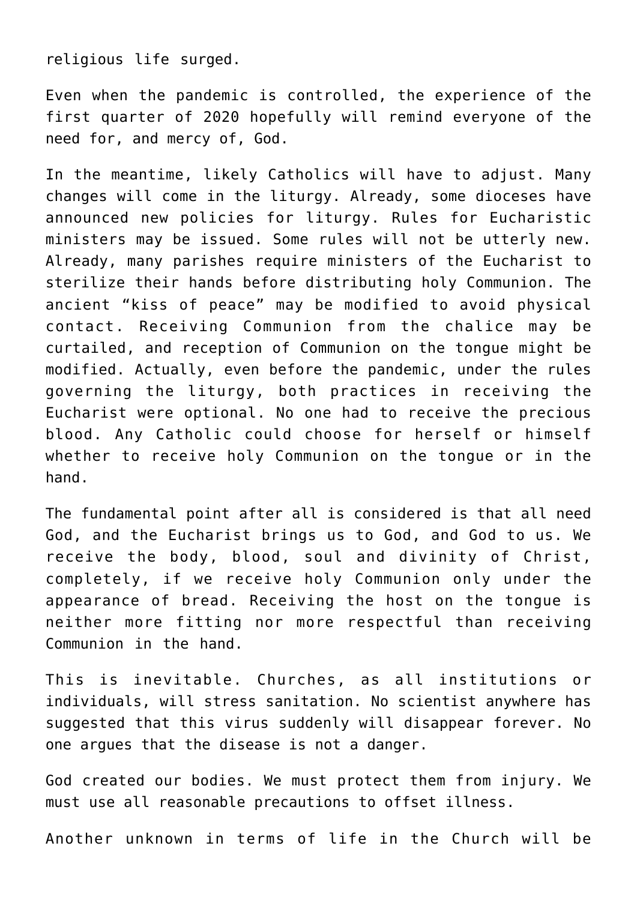religious life surged.

Even when the pandemic is controlled, the experience of the first quarter of 2020 hopefully will remind everyone of the need for, and mercy of, God.

In the meantime, likely Catholics will have to adjust. Many changes will come in the liturgy. Already, some dioceses have announced new policies for liturgy. Rules for Eucharistic ministers may be issued. Some rules will not be utterly new. Already, many parishes require ministers of the Eucharist to sterilize their hands before distributing holy Communion. The ancient "kiss of peace" may be modified to avoid physical contact. Receiving Communion from the chalice may be curtailed, and reception of Communion on the tongue might be modified. Actually, even before the pandemic, under the rules governing the liturgy, both practices in receiving the Eucharist were optional. No one had to receive the precious blood. Any Catholic could choose for herself or himself whether to receive holy Communion on the tongue or in the hand.

The fundamental point after all is considered is that all need God, and the Eucharist brings us to God, and God to us. We receive the body, blood, soul and divinity of Christ, completely, if we receive holy Communion only under the appearance of bread. Receiving the host on the tongue is neither more fitting nor more respectful than receiving Communion in the hand.

This is inevitable. Churches, as all institutions or individuals, will stress sanitation. No scientist anywhere has suggested that this virus suddenly will disappear forever. No one argues that the disease is not a danger.

God created our bodies. We must protect them from injury. We must use all reasonable precautions to offset illness.

Another unknown in terms of life in the Church will be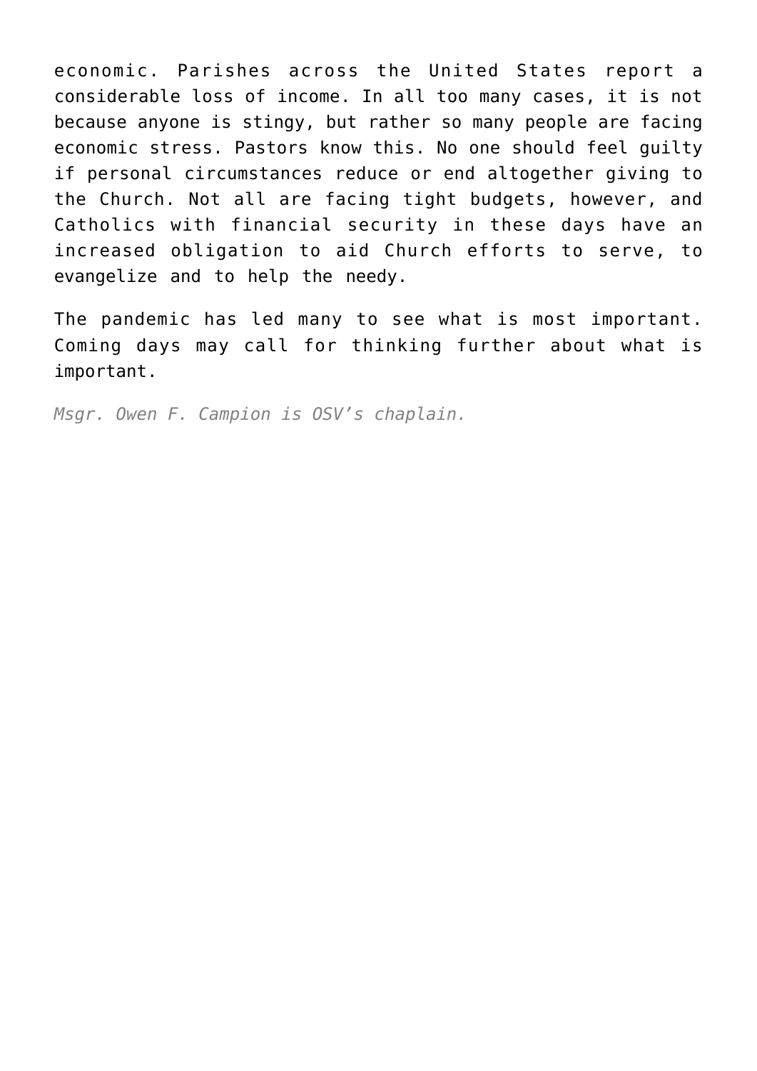economic. Parishes across the United States report a considerable loss of income. In all too many cases, it is not because anyone is stingy, but rather so many people are facing economic stress. Pastors know this. No one should feel guilty if personal circumstances reduce or end altogether giving to the Church. Not all are facing tight budgets, however, and Catholics with financial security in these days have an increased obligation to aid Church efforts to serve, to evangelize and to help the needy.

The pandemic has led many to see what is most important. Coming days may call for thinking further about what is important.

*Msgr. Owen F. Campion is OSV's chaplain.*